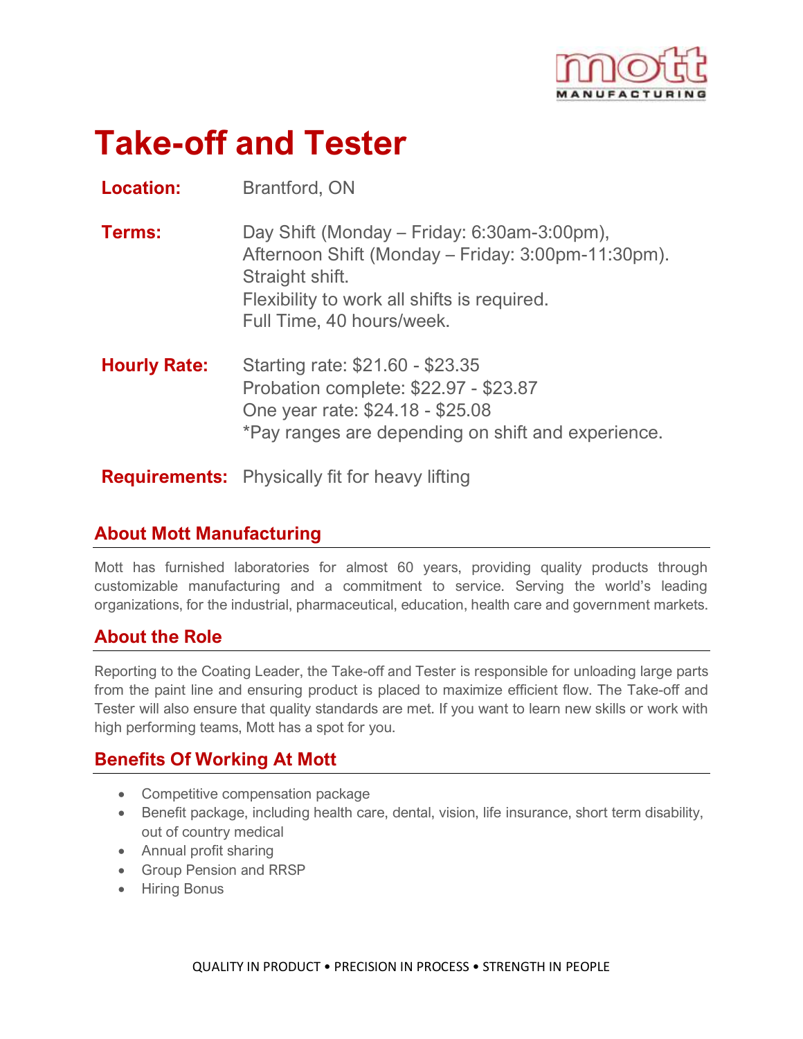# Take-off and Tester

| | |
|---|---|
| **Location:** | Brantford, ON |
| **Terms:** | Day Shift (Monday – Friday: 6:30am-3:00pm),<br>Afternoon Shift (Monday – Friday: 3:00pm-11:30pm).<br>Straight shift.<br>Flexibility to work all shifts is required.<br>Full Time, 40 hours/week. |
| **Hourly Rate:** | Starting rate: $21.60 - $23.35<br>Probation complete: $22.97 - $23.87<br>One year rate: $24.18 - $25.08<br>*Pay ranges are depending on shift and experience. |
| **Requirements:** | Physically fit for heavy lifting |

## About Mott Manufacturing

Mott has furnished laboratories for almost 60 years, providing quality products through customizable manufacturing and a commitment to service. Serving the world's leading organizations, for the industrial, pharmaceutical, education, health care and government markets.

## About the Role

Reporting to the Coating Leader, the Take-off and Tester is responsible for unloading large parts from the paint line and ensuring product is placed to maximize efficient flow. The Take-off and Tester will also ensure that quality standards are met. If you want to learn new skills or work with high performing teams, Mott has a spot for you.

## Benefits Of Working At Mott

- Competitive compensation package
- Benefit package, including health care, dental, vision, life insurance, short term disability, out of country medical
- Annual profit sharing
- Group Pension and RRSP
- Hiring Bonus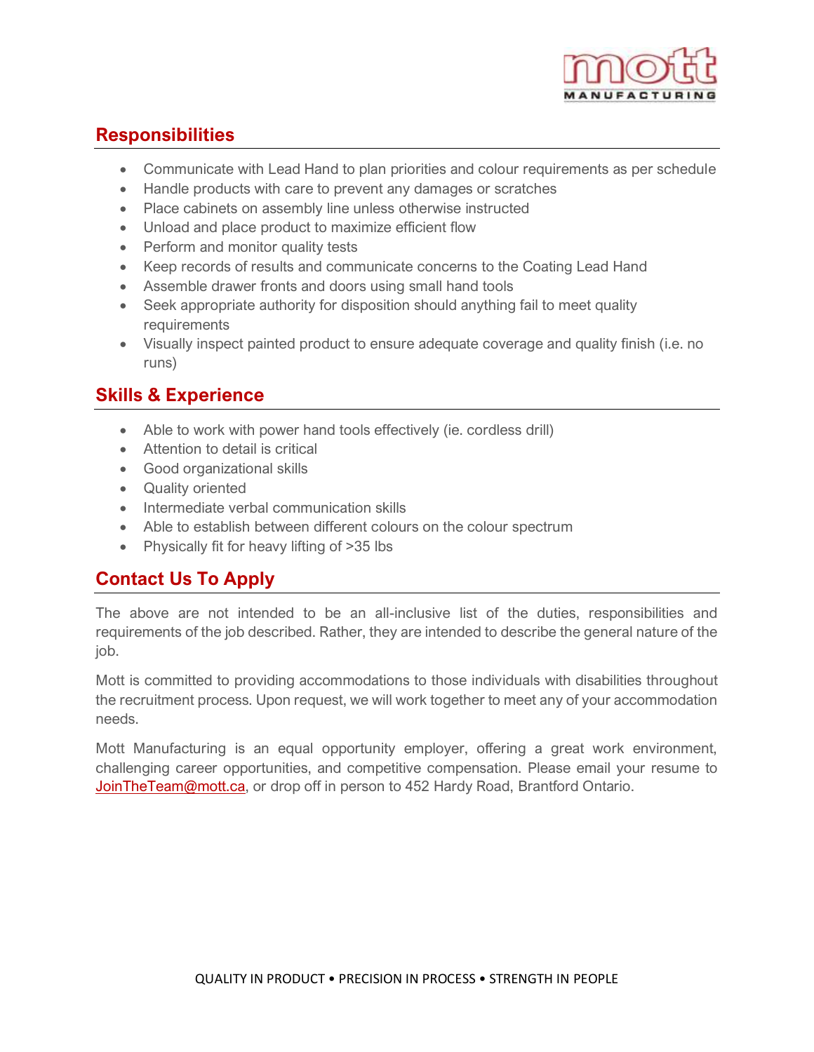## Responsibilities

- Communicate with Lead Hand to plan priorities and colour requirements as per schedule
- Handle products with care to prevent any damages or scratches
- Place cabinets on assembly line unless otherwise instructed
- Unload and place product to maximize efficient flow
- Perform and monitor quality tests
- Keep records of results and communicate concerns to the Coating Lead Hand
- Assemble drawer fronts and doors using small hand tools
- Seek appropriate authority for disposition should anything fail to meet quality requirements
- Visually inspect painted product to ensure adequate coverage and quality finish (i.e. no runs)

## Skills & Experience

- Able to work with power hand tools effectively (ie. cordless drill)
- Attention to detail is critical
- Good organizational skills
- Quality oriented
- Intermediate verbal communication skills
- Able to establish between different colours on the colour spectrum
- Physically fit for heavy lifting of >35 lbs

## Contact Us To Apply

The above are not intended to be an all-inclusive list of the duties, responsibilities and requirements of the job described. Rather, they are intended to describe the general nature of the job.

Mott is committed to providing accommodations to those individuals with disabilities throughout the recruitment process. Upon request, we will work together to meet any of your accommodation needs.

Mott Manufacturing is an equal opportunity employer, offering a great work environment, challenging career opportunities, and competitive compensation. Please email your resume to JoinTheTeam@mott.ca, or drop off in person to 452 Hardy Road, Brantford Ontario.